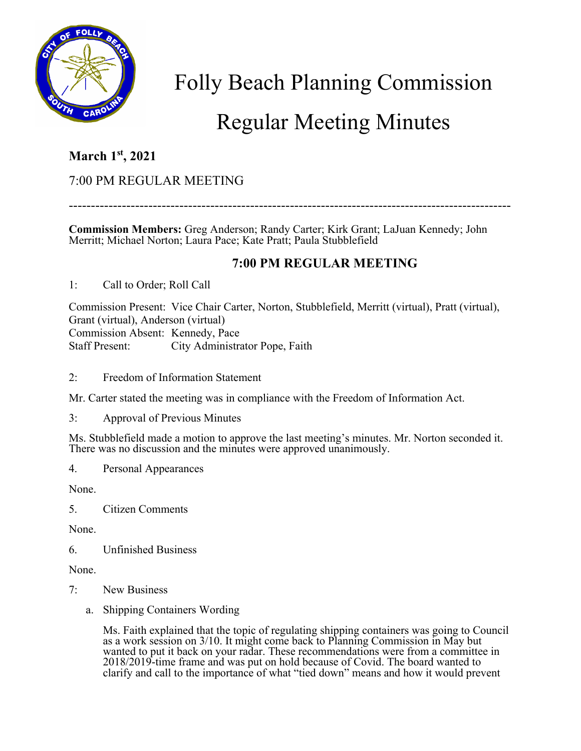# Folly Beach Planning Commission

# Regular Meeting Minutes

**March 1st, 2021**

7:00 PM REGULAR MEETING

---

**Commission Members:** Greg Anderson; Randy Carter; Kirk Grant; LaJuan Kennedy; John Merritt; Michael Norton; Laura Pace; Kate Pratt; Paula Stubblefield

## 7:00 PM REGULAR MEETING

1: Call to Order; Roll Call

Commission Present: Vice Chair Carter, Norton, Stubblefield, Merritt (virtual), Pratt (virtual), Grant (virtual), Anderson (virtual)
Commission Absent: Kennedy, Pace
Staff Present: City Administrator Pope, Faith

2: Freedom of Information Statement

Mr. Carter stated the meeting was in compliance with the Freedom of Information Act.

3: Approval of Previous Minutes

Ms. Stubblefield made a motion to approve the last meeting's minutes. Mr. Norton seconded it. There was no discussion and the minutes were approved unanimously.

4. Personal Appearances

None.

5. Citizen Comments

None.

6. Unfinished Business

None.

7: New Business

a. Shipping Containers Wording

Ms. Faith explained that the topic of regulating shipping containers was going to Council as a work session on 3/10. It might come back to Planning Commission in May but wanted to put it back on your radar. These recommendations were from a committee in 2018/2019-time frame and was put on hold because of Covid. The board wanted to clarify and call to the importance of what "tied down" means and how it would prevent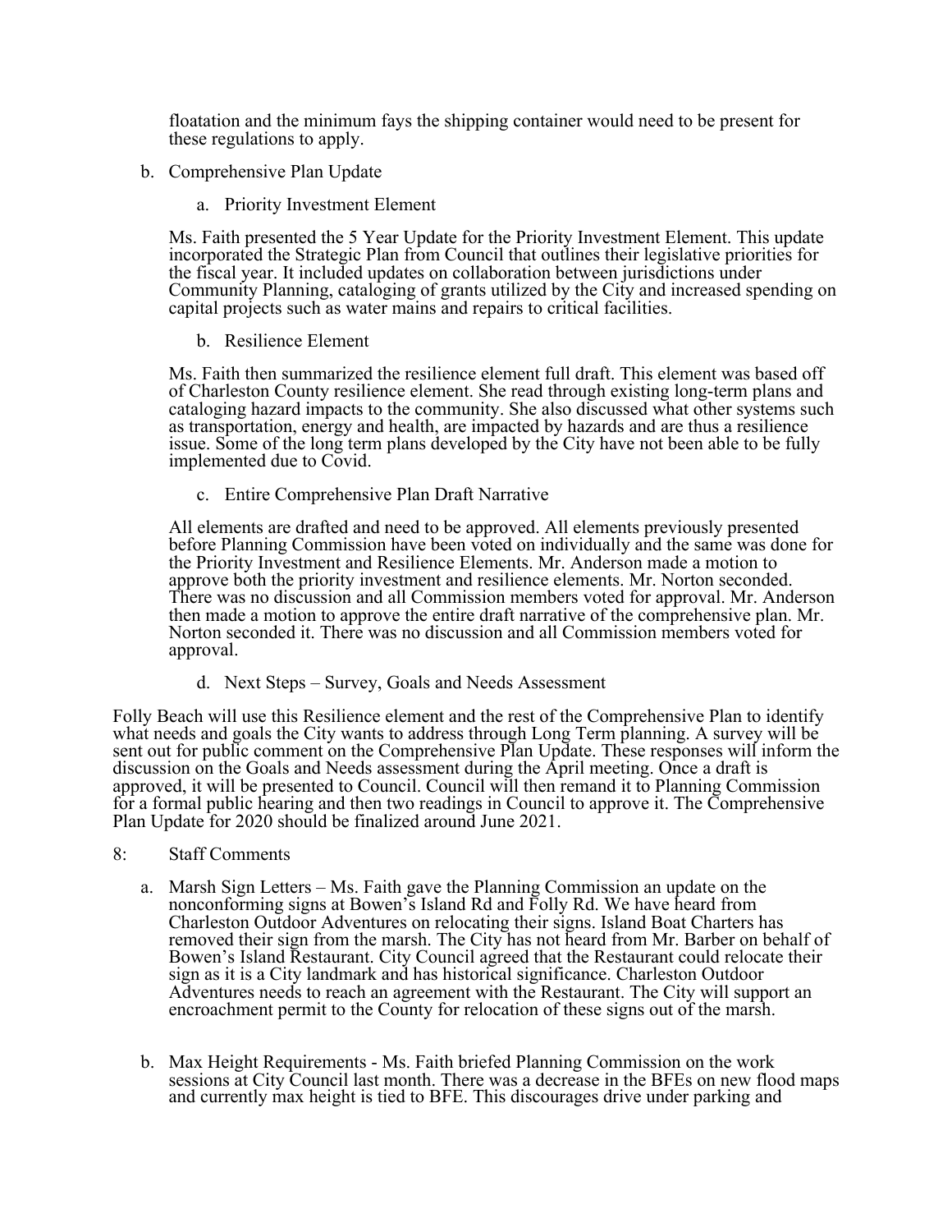floatation and the minimum fays the shipping container would need to be present for these regulations to apply.

b. Comprehensive Plan Update

   a. Priority Investment Element

Ms. Faith presented the 5 Year Update for the Priority Investment Element. This update incorporated the Strategic Plan from Council that outlines their legislative priorities for the fiscal year. It included updates on collaboration between jurisdictions under Community Planning, cataloging of grants utilized by the City and increased spending on capital projects such as water mains and repairs to critical facilities.

   b. Resilience Element

Ms. Faith then summarized the resilience element full draft. This element was based off of Charleston County resilience element. She read through existing long-term plans and cataloging hazard impacts to the community. She also discussed what other systems such as transportation, energy and health, are impacted by hazards and are thus a resilience issue. Some of the long term plans developed by the City have not been able to be fully implemented due to Covid.

   c. Entire Comprehensive Plan Draft Narrative

All elements are drafted and need to be approved. All elements previously presented before Planning Commission have been voted on individually and the same was done for the Priority Investment and Resilience Elements. Mr. Anderson made a motion to approve both the priority investment and resilience elements. Mr. Norton seconded. There was no discussion and all Commission members voted for approval. Mr. Anderson then made a motion to approve the entire draft narrative of the comprehensive plan. Mr. Norton seconded it. There was no discussion and all Commission members voted for approval.

   d. Next Steps – Survey, Goals and Needs Assessment

Folly Beach will use this Resilience element and the rest of the Comprehensive Plan to identify what needs and goals the City wants to address through Long Term planning. A survey will be sent out for public comment on the Comprehensive Plan Update. These responses will inform the discussion on the Goals and Needs assessment during the April meeting. Once a draft is approved, it will be presented to Council. Council will then remand it to Planning Commission for a formal public hearing and then two readings in Council to approve it. The Comprehensive Plan Update for 2020 should be finalized around June 2021.

8: Staff Comments

a. Marsh Sign Letters – Ms. Faith gave the Planning Commission an update on the nonconforming signs at Bowen's Island Rd and Folly Rd. We have heard from Charleston Outdoor Adventures on relocating their signs. Island Boat Charters has removed their sign from the marsh. The City has not heard from Mr. Barber on behalf of Bowen's Island Restaurant. City Council agreed that the Restaurant could relocate their sign as it is a City landmark and has historical significance. Charleston Outdoor Adventures needs to reach an agreement with the Restaurant. The City will support an encroachment permit to the County for relocation of these signs out of the marsh.

b. Max Height Requirements - Ms. Faith briefed Planning Commission on the work sessions at City Council last month. There was a decrease in the BFEs on new flood maps and currently max height is tied to BFE. This discourages drive under parking and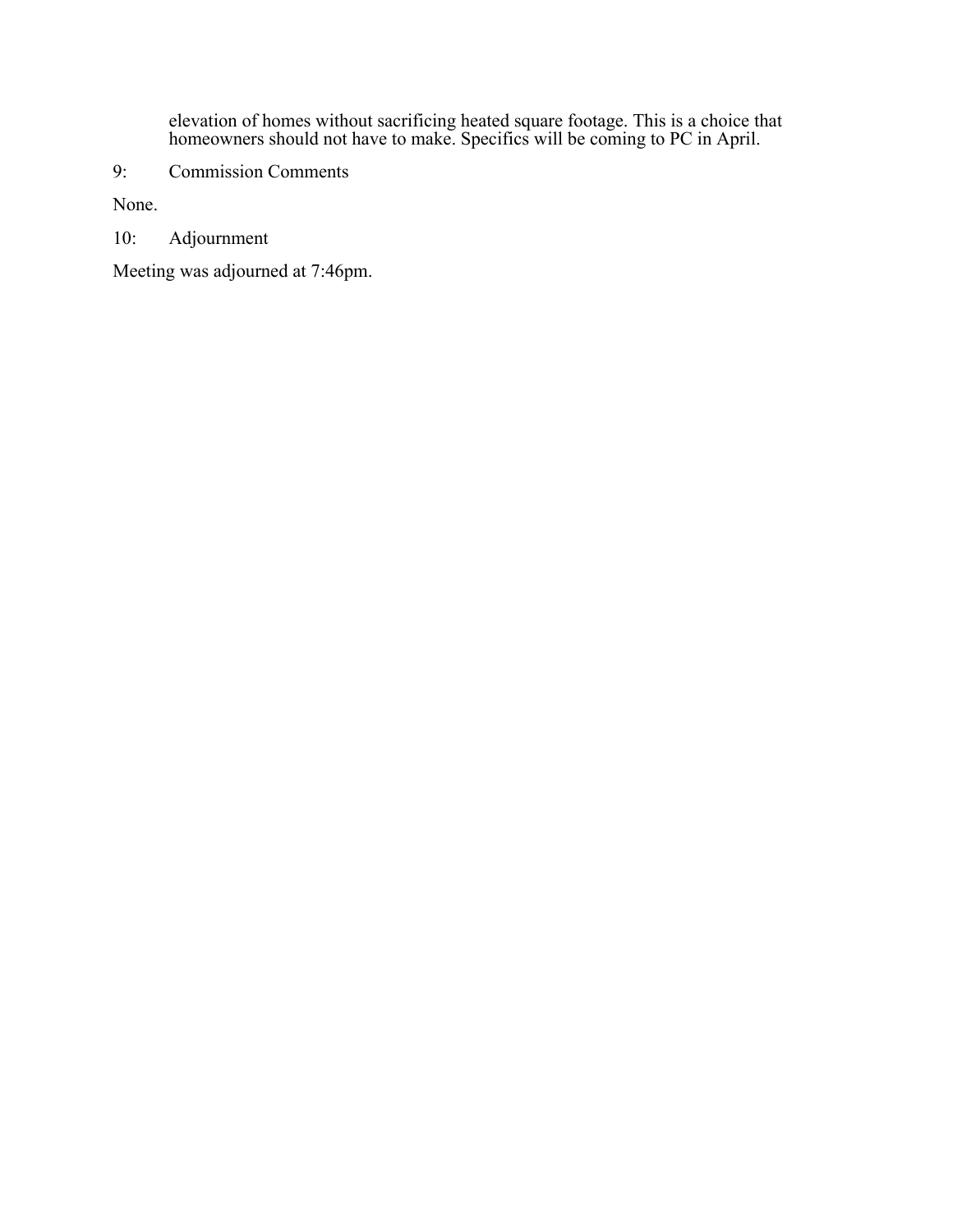elevation of homes without sacrificing heated square footage. This is a choice that homeowners should not have to make. Specifics will be coming to PC in April.

9: Commission Comments

None.

10: Adjournment

Meeting was adjourned at 7:46pm.